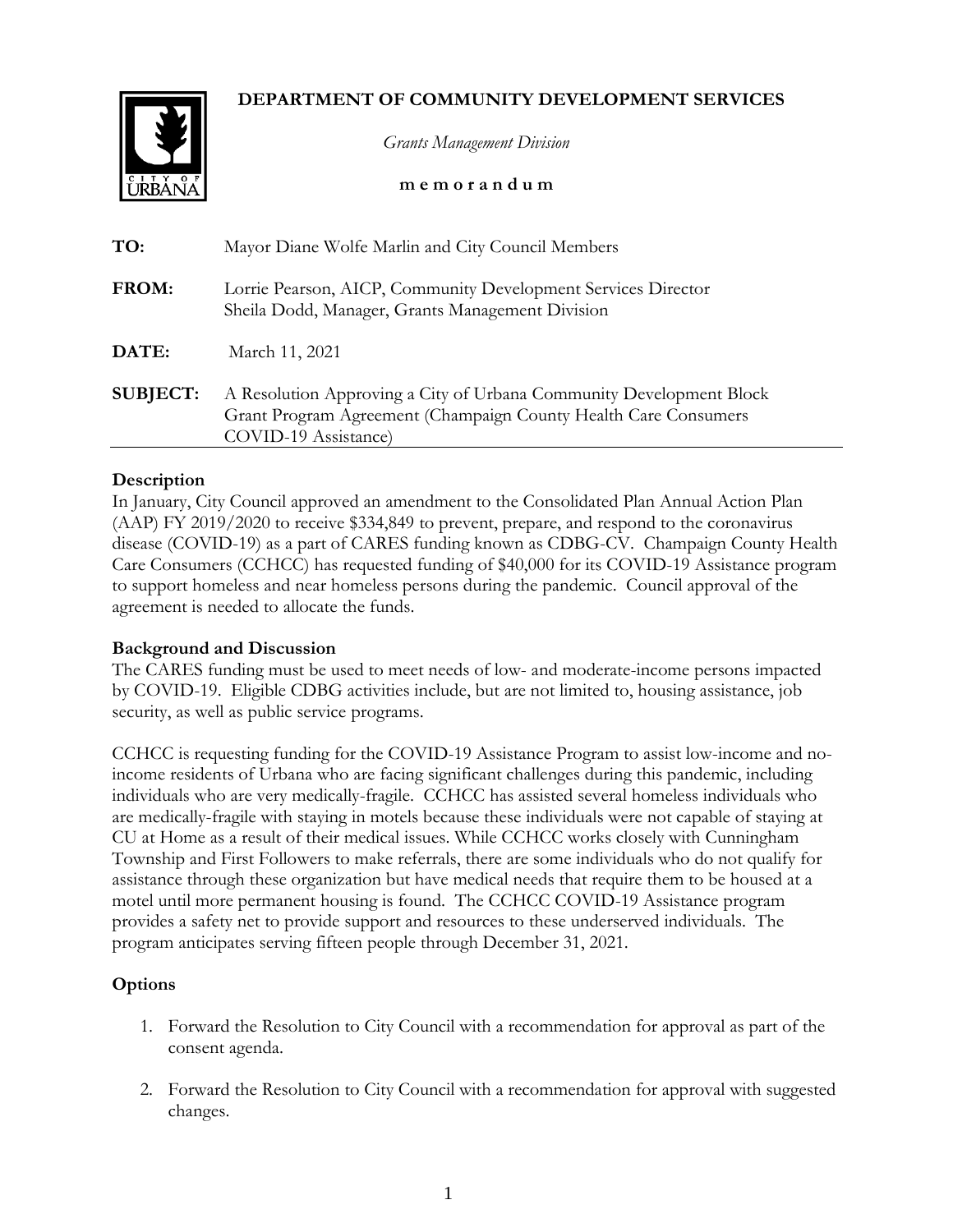**DEPARTMENT OF COMMUNITY DEVELOPMENT SERVICES**

*Grants Management Division*

**m e m o r a n d u m**

**TO:** Mayor Diane Wolfe Marlin and City Council Members

**FROM:** Lorrie Pearson, AICP, Community Development Services Director
Sheila Dodd, Manager, Grants Management Division

**DATE:** March 11, 2021

**SUBJECT:** A Resolution Approving a City of Urbana Community Development Block Grant Program Agreement (Champaign County Health Care Consumers COVID-19 Assistance)

## Description

In January, City Council approved an amendment to the Consolidated Plan Annual Action Plan (AAP) FY 2019/2020 to receive $334,849 to prevent, prepare, and respond to the coronavirus disease (COVID-19) as a part of CARES funding known as CDBG-CV. Champaign County Health Care Consumers (CCHCC) has requested funding of $40,000 for its COVID-19 Assistance program to support homeless and near homeless persons during the pandemic. Council approval of the agreement is needed to allocate the funds.

## Background and Discussion

The CARES funding must be used to meet needs of low- and moderate-income persons impacted by COVID-19. Eligible CDBG activities include, but are not limited to, housing assistance, job security, as well as public service programs.

CCHCC is requesting funding for the COVID-19 Assistance Program to assist low-income and no-income residents of Urbana who are facing significant challenges during this pandemic, including individuals who are very medically-fragile. CCHCC has assisted several homeless individuals who are medically-fragile with staying in motels because these individuals were not capable of staying at CU at Home as a result of their medical issues. While CCHCC works closely with Cunningham Township and First Followers to make referrals, there are some individuals who do not qualify for assistance through these organization but have medical needs that require them to be housed at a motel until more permanent housing is found. The CCHCC COVID-19 Assistance program provides a safety net to provide support and resources to these underserved individuals. The program anticipates serving fifteen people through December 31, 2021.

## Options

1. Forward the Resolution to City Council with a recommendation for approval as part of the consent agenda.
2. Forward the Resolution to City Council with a recommendation for approval with suggested changes.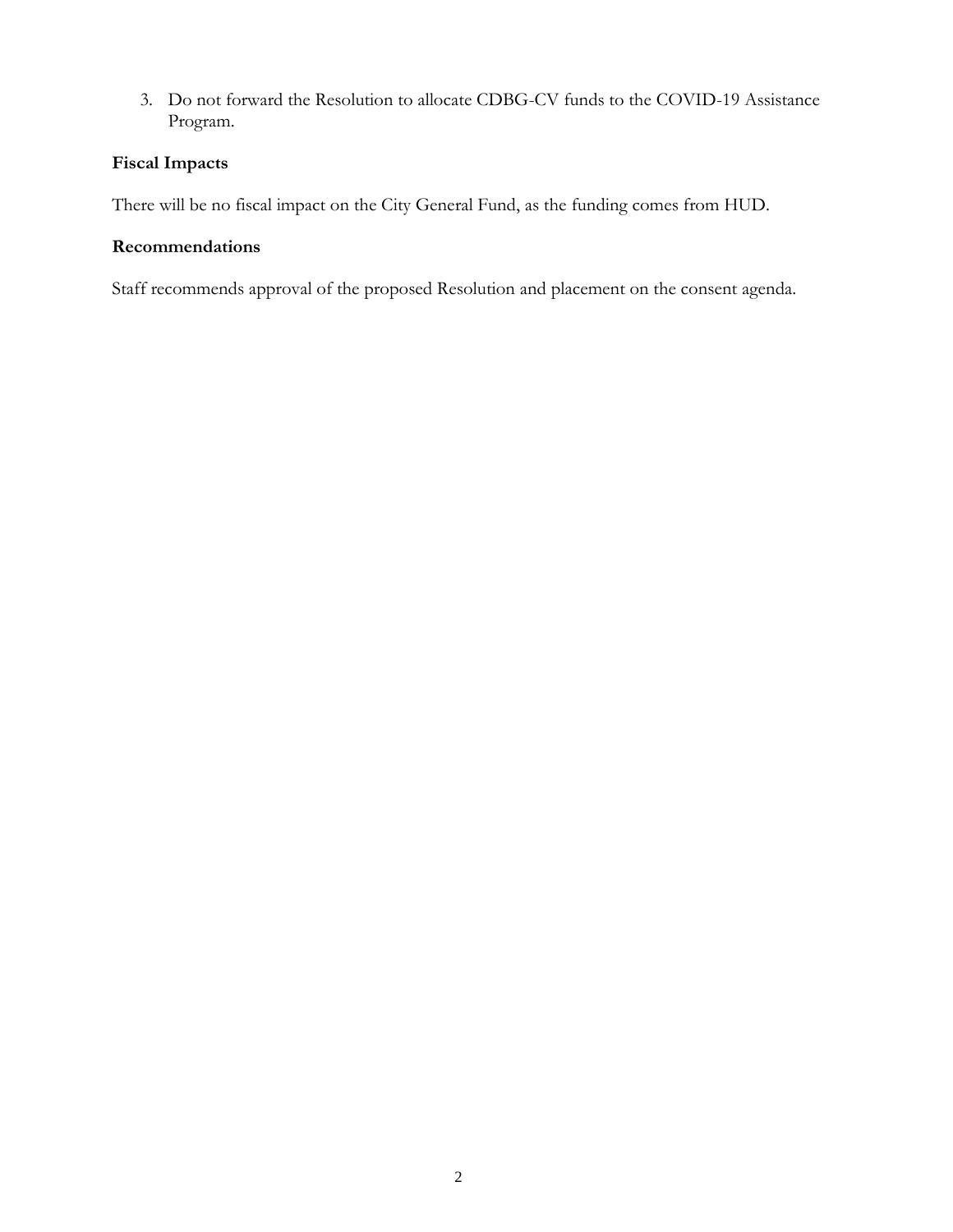3. Do not forward the Resolution to allocate CDBG-CV funds to the COVID-19 Assistance Program.

**Fiscal Impacts**

There will be no fiscal impact on the City General Fund, as the funding comes from HUD.

**Recommendations**

Staff recommends approval of the proposed Resolution and placement on the consent agenda.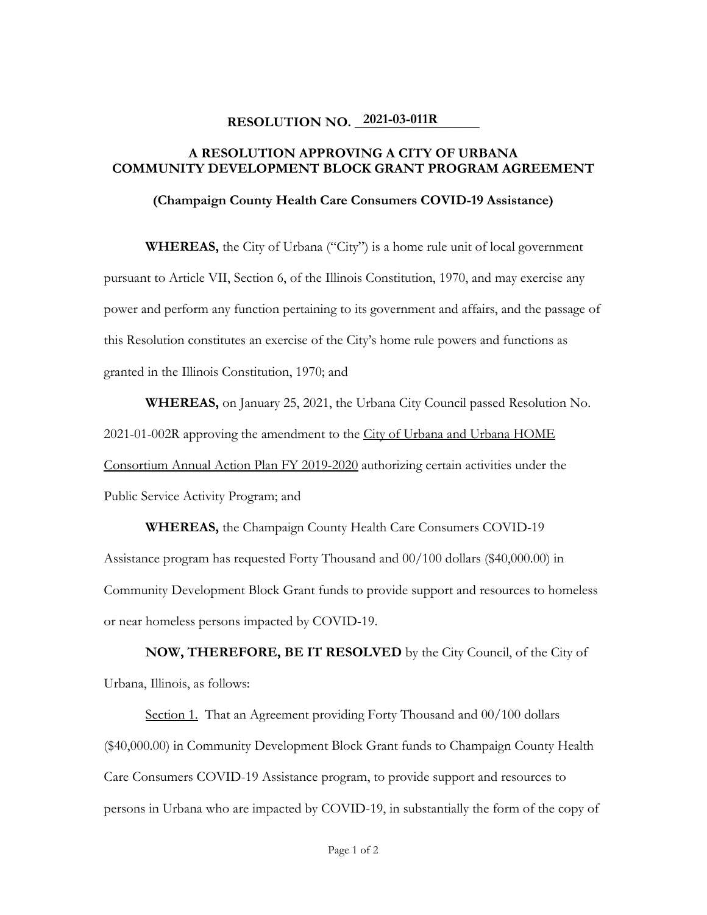**RESOLUTION NO. 2021-03-011R**

**A RESOLUTION APPROVING A CITY OF URBANA COMMUNITY DEVELOPMENT BLOCK GRANT PROGRAM AGREEMENT**

**(Champaign County Health Care Consumers COVID-19 Assistance)**

**WHEREAS,** the City of Urbana ("City") is a home rule unit of local government pursuant to Article VII, Section 6, of the Illinois Constitution, 1970, and may exercise any power and perform any function pertaining to its government and affairs, and the passage of this Resolution constitutes an exercise of the City's home rule powers and functions as granted in the Illinois Constitution, 1970; and

**WHEREAS,** on January 25, 2021, the Urbana City Council passed Resolution No. 2021-01-002R approving the amendment to the City of Urbana and Urbana HOME Consortium Annual Action Plan FY 2019-2020 authorizing certain activities under the Public Service Activity Program; and

**WHEREAS,** the Champaign County Health Care Consumers COVID-19 Assistance program has requested Forty Thousand and 00/100 dollars ($40,000.00) in Community Development Block Grant funds to provide support and resources to homeless or near homeless persons impacted by COVID-19.

**NOW, THEREFORE, BE IT RESOLVED** by the City Council, of the City of Urbana, Illinois, as follows:

Section 1. That an Agreement providing Forty Thousand and 00/100 dollars ($40,000.00) in Community Development Block Grant funds to Champaign County Health Care Consumers COVID-19 Assistance program, to provide support and resources to persons in Urbana who are impacted by COVID-19, in substantially the form of the copy of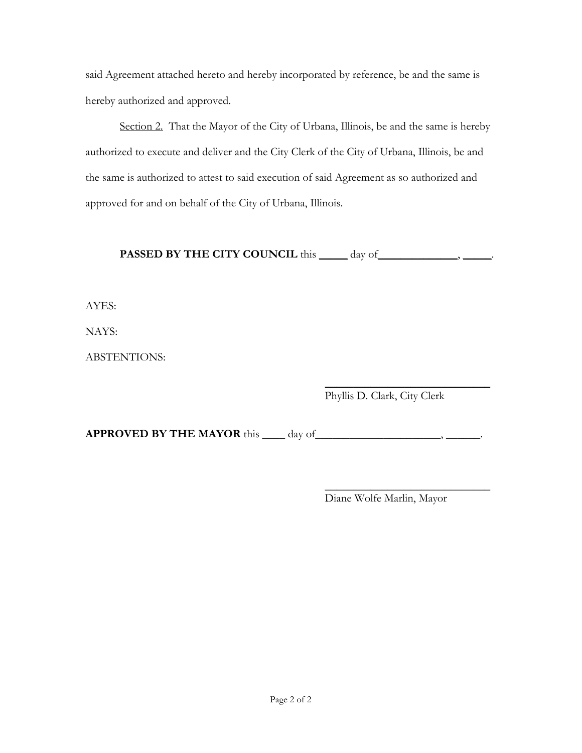said Agreement attached hereto and hereby incorporated by reference, be and the same is hereby authorized and approved.

Section 2. That the Mayor of the City of Urbana, Illinois, be and the same is hereby authorized to execute and deliver and the City Clerk of the City of Urbana, Illinois, be and the same is authorized to attest to said execution of said Agreement as so authorized and approved for and on behalf of the City of Urbana, Illinois.

**PASSED BY THE CITY COUNCIL** this _____ day of______________, _____.

AYES:

NAYS:

ABSTENTIONS:

_______________________________
Phyllis D. Clark, City Clerk

**APPROVED BY THE MAYOR** this ____ day of______________________, ______.

_______________________________
Diane Wolfe Marlin, Mayor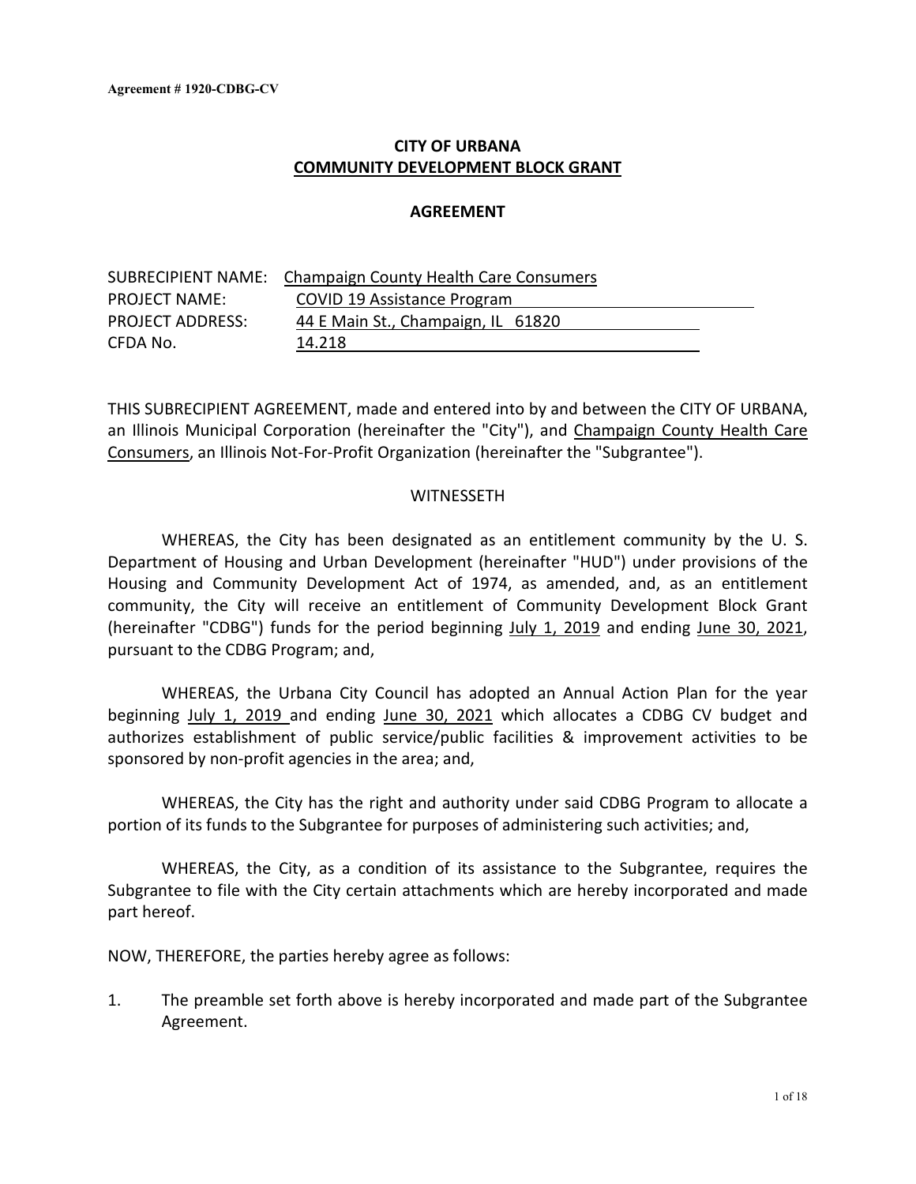**Agreement # 1920-CDBG-CV**

# CITY OF URBANA
## COMMUNITY DEVELOPMENT BLOCK GRANT

## AGREEMENT

SUBRECIPIENT NAME: Champaign County Health Care Consumers
PROJECT NAME: COVID 19 Assistance Program
PROJECT ADDRESS: 44 E Main St., Champaign, IL 61820
CFDA No. 14.218

THIS SUBRECIPIENT AGREEMENT, made and entered into by and between the CITY OF URBANA, an Illinois Municipal Corporation (hereinafter the "City"), and Champaign County Health Care Consumers, an Illinois Not-For-Profit Organization (hereinafter the "Subgrantee").

WITNESSETH

WHEREAS, the City has been designated as an entitlement community by the U. S. Department of Housing and Urban Development (hereinafter "HUD") under provisions of the Housing and Community Development Act of 1974, as amended, and, as an entitlement community, the City will receive an entitlement of Community Development Block Grant (hereinafter "CDBG") funds for the period beginning July 1, 2019 and ending June 30, 2021, pursuant to the CDBG Program; and,

WHEREAS, the Urbana City Council has adopted an Annual Action Plan for the year beginning July 1, 2019 and ending June 30, 2021 which allocates a CDBG CV budget and authorizes establishment of public service/public facilities & improvement activities to be sponsored by non-profit agencies in the area; and,

WHEREAS, the City has the right and authority under said CDBG Program to allocate a portion of its funds to the Subgrantee for purposes of administering such activities; and,

WHEREAS, the City, as a condition of its assistance to the Subgrantee, requires the Subgrantee to file with the City certain attachments which are hereby incorporated and made part hereof.

NOW, THEREFORE, the parties hereby agree as follows:

1. The preamble set forth above is hereby incorporated and made part of the Subgrantee Agreement.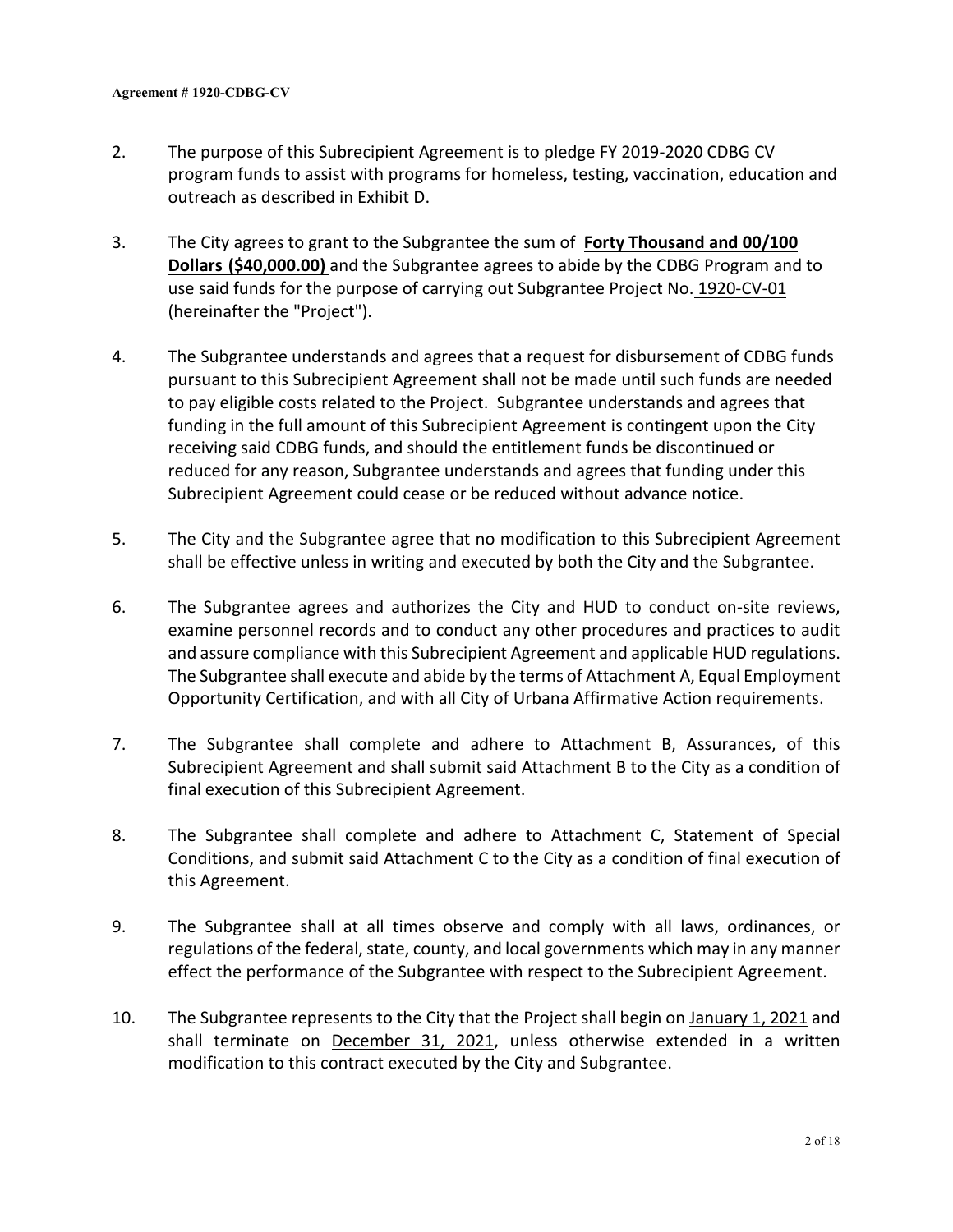2. The purpose of this Subrecipient Agreement is to pledge FY 2019-2020 CDBG CV program funds to assist with programs for homeless, testing, vaccination, education and outreach as described in Exhibit D.

3. The City agrees to grant to the Subgrantee the sum of **Forty Thousand and 00/100 Dollars ($40,000.00)** and the Subgrantee agrees to abide by the CDBG Program and to use said funds for the purpose of carrying out Subgrantee Project No. 1920-CV-01 (hereinafter the "Project").

4. The Subgrantee understands and agrees that a request for disbursement of CDBG funds pursuant to this Subrecipient Agreement shall not be made until such funds are needed to pay eligible costs related to the Project. Subgrantee understands and agrees that funding in the full amount of this Subrecipient Agreement is contingent upon the City receiving said CDBG funds, and should the entitlement funds be discontinued or reduced for any reason, Subgrantee understands and agrees that funding under this Subrecipient Agreement could cease or be reduced without advance notice.

5. The City and the Subgrantee agree that no modification to this Subrecipient Agreement shall be effective unless in writing and executed by both the City and the Subgrantee.

6. The Subgrantee agrees and authorizes the City and HUD to conduct on-site reviews, examine personnel records and to conduct any other procedures and practices to audit and assure compliance with this Subrecipient Agreement and applicable HUD regulations. The Subgrantee shall execute and abide by the terms of Attachment A, Equal Employment Opportunity Certification, and with all City of Urbana Affirmative Action requirements.

7. The Subgrantee shall complete and adhere to Attachment B, Assurances, of this Subrecipient Agreement and shall submit said Attachment B to the City as a condition of final execution of this Subrecipient Agreement.

8. The Subgrantee shall complete and adhere to Attachment C, Statement of Special Conditions, and submit said Attachment C to the City as a condition of final execution of this Agreement.

9. The Subgrantee shall at all times observe and comply with all laws, ordinances, or regulations of the federal, state, county, and local governments which may in any manner effect the performance of the Subgrantee with respect to the Subrecipient Agreement.

10. The Subgrantee represents to the City that the Project shall begin on January 1, 2021 and shall terminate on December 31, 2021, unless otherwise extended in a written modification to this contract executed by the City and Subgrantee.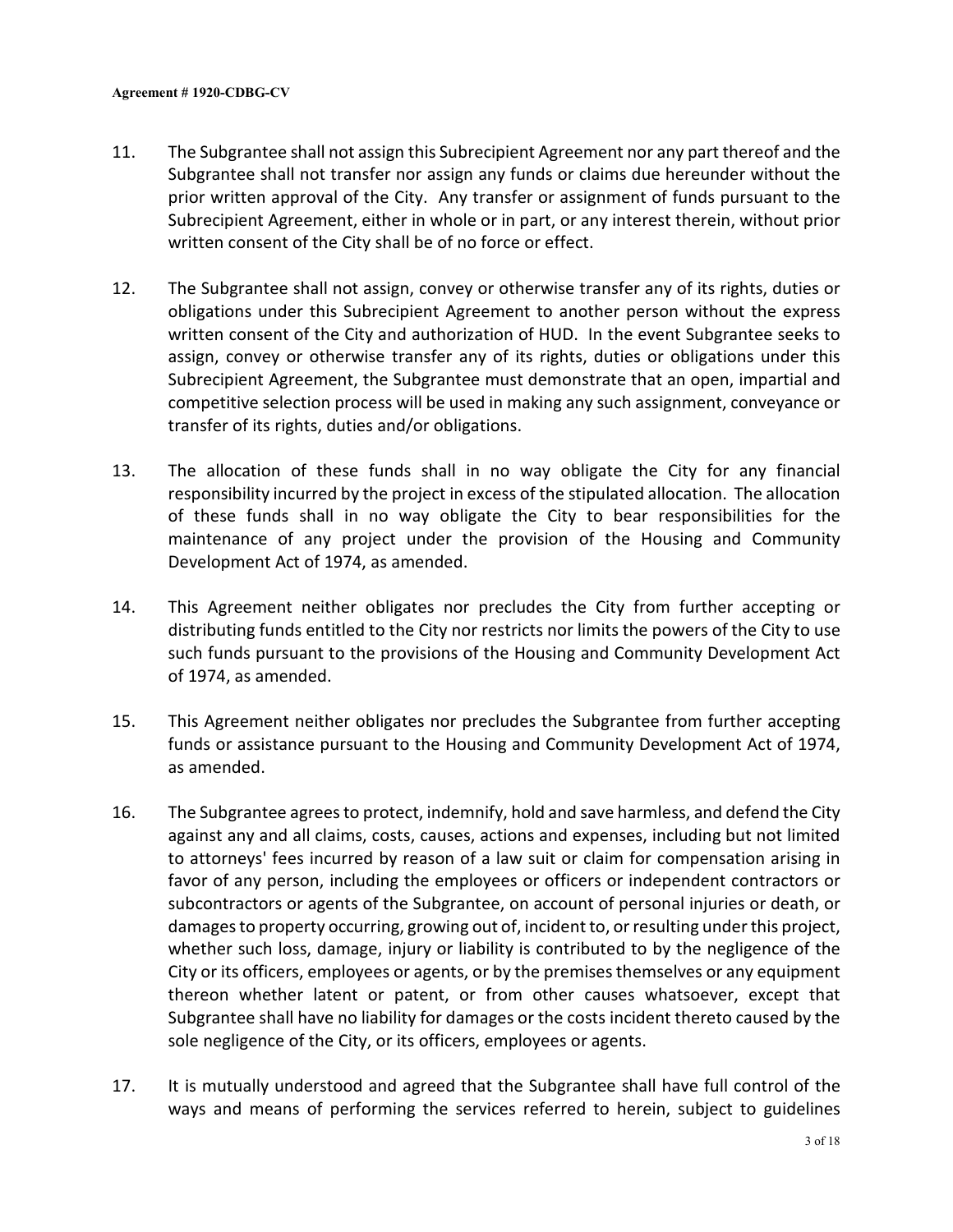11. The Subgrantee shall not assign this Subrecipient Agreement nor any part thereof and the Subgrantee shall not transfer nor assign any funds or claims due hereunder without the prior written approval of the City. Any transfer or assignment of funds pursuant to the Subrecipient Agreement, either in whole or in part, or any interest therein, without prior written consent of the City shall be of no force or effect.

12. The Subgrantee shall not assign, convey or otherwise transfer any of its rights, duties or obligations under this Subrecipient Agreement to another person without the express written consent of the City and authorization of HUD. In the event Subgrantee seeks to assign, convey or otherwise transfer any of its rights, duties or obligations under this Subrecipient Agreement, the Subgrantee must demonstrate that an open, impartial and competitive selection process will be used in making any such assignment, conveyance or transfer of its rights, duties and/or obligations.

13. The allocation of these funds shall in no way obligate the City for any financial responsibility incurred by the project in excess of the stipulated allocation. The allocation of these funds shall in no way obligate the City to bear responsibilities for the maintenance of any project under the provision of the Housing and Community Development Act of 1974, as amended.

14. This Agreement neither obligates nor precludes the City from further accepting or distributing funds entitled to the City nor restricts nor limits the powers of the City to use such funds pursuant to the provisions of the Housing and Community Development Act of 1974, as amended.

15. This Agreement neither obligates nor precludes the Subgrantee from further accepting funds or assistance pursuant to the Housing and Community Development Act of 1974, as amended.

16. The Subgrantee agrees to protect, indemnify, hold and save harmless, and defend the City against any and all claims, costs, causes, actions and expenses, including but not limited to attorneys' fees incurred by reason of a law suit or claim for compensation arising in favor of any person, including the employees or officers or independent contractors or subcontractors or agents of the Subgrantee, on account of personal injuries or death, or damages to property occurring, growing out of, incident to, or resulting under this project, whether such loss, damage, injury or liability is contributed to by the negligence of the City or its officers, employees or agents, or by the premises themselves or any equipment thereon whether latent or patent, or from other causes whatsoever, except that Subgrantee shall have no liability for damages or the costs incident thereto caused by the sole negligence of the City, or its officers, employees or agents.

17. It is mutually understood and agreed that the Subgrantee shall have full control of the ways and means of performing the services referred to herein, subject to guidelines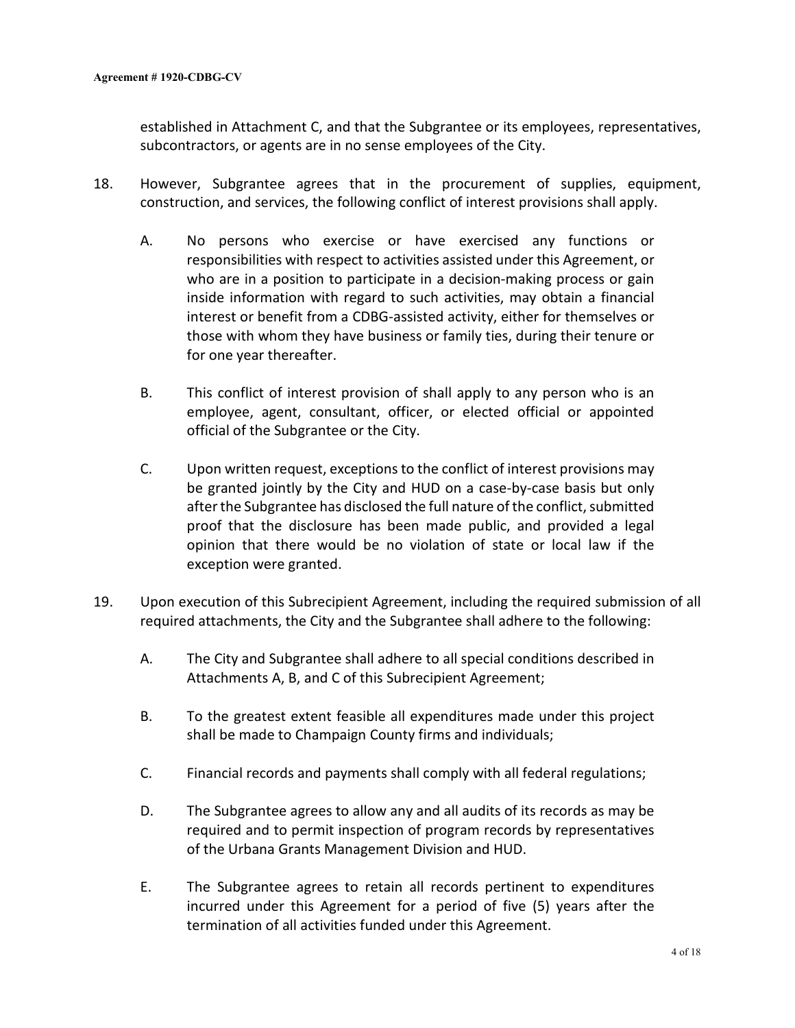established in Attachment C, and that the Subgrantee or its employees, representatives, subcontractors, or agents are in no sense employees of the City.

18. However, Subgrantee agrees that in the procurement of supplies, equipment, construction, and services, the following conflict of interest provisions shall apply.

    A. No persons who exercise or have exercised any functions or responsibilities with respect to activities assisted under this Agreement, or who are in a position to participate in a decision-making process or gain inside information with regard to such activities, may obtain a financial interest or benefit from a CDBG-assisted activity, either for themselves or those with whom they have business or family ties, during their tenure or for one year thereafter.

    B. This conflict of interest provision of shall apply to any person who is an employee, agent, consultant, officer, or elected official or appointed official of the Subgrantee or the City.

    C. Upon written request, exceptions to the conflict of interest provisions may be granted jointly by the City and HUD on a case-by-case basis but only after the Subgrantee has disclosed the full nature of the conflict, submitted proof that the disclosure has been made public, and provided a legal opinion that there would be no violation of state or local law if the exception were granted.

19. Upon execution of this Subrecipient Agreement, including the required submission of all required attachments, the City and the Subgrantee shall adhere to the following:

    A. The City and Subgrantee shall adhere to all special conditions described in Attachments A, B, and C of this Subrecipient Agreement;

    B. To the greatest extent feasible all expenditures made under this project shall be made to Champaign County firms and individuals;

    C. Financial records and payments shall comply with all federal regulations;

    D. The Subgrantee agrees to allow any and all audits of its records as may be required and to permit inspection of program records by representatives of the Urbana Grants Management Division and HUD.

    E. The Subgrantee agrees to retain all records pertinent to expenditures incurred under this Agreement for a period of five (5) years after the termination of all activities funded under this Agreement.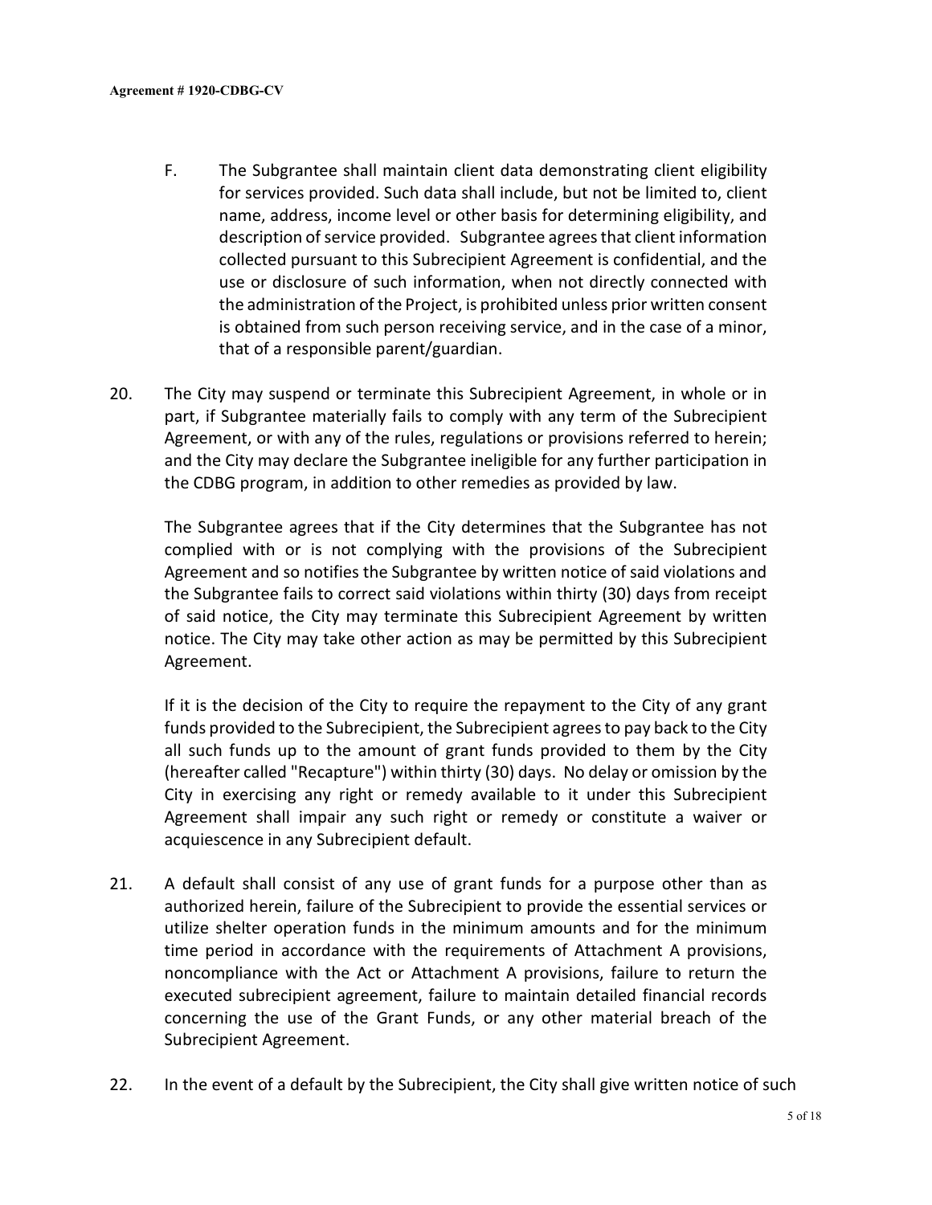F. The Subgrantee shall maintain client data demonstrating client eligibility for services provided. Such data shall include, but not be limited to, client name, address, income level or other basis for determining eligibility, and description of service provided. Subgrantee agrees that client information collected pursuant to this Subrecipient Agreement is confidential, and the use or disclosure of such information, when not directly connected with the administration of the Project, is prohibited unless prior written consent is obtained from such person receiving service, and in the case of a minor, that of a responsible parent/guardian.

20. The City may suspend or terminate this Subrecipient Agreement, in whole or in part, if Subgrantee materially fails to comply with any term of the Subrecipient Agreement, or with any of the rules, regulations or provisions referred to herein; and the City may declare the Subgrantee ineligible for any further participation in the CDBG program, in addition to other remedies as provided by law.

    The Subgrantee agrees that if the City determines that the Subgrantee has not complied with or is not complying with the provisions of the Subrecipient Agreement and so notifies the Subgrantee by written notice of said violations and the Subgrantee fails to correct said violations within thirty (30) days from receipt of said notice, the City may terminate this Subrecipient Agreement by written notice. The City may take other action as may be permitted by this Subrecipient Agreement.

    If it is the decision of the City to require the repayment to the City of any grant funds provided to the Subrecipient, the Subrecipient agrees to pay back to the City all such funds up to the amount of grant funds provided to them by the City (hereafter called "Recapture") within thirty (30) days. No delay or omission by the City in exercising any right or remedy available to it under this Subrecipient Agreement shall impair any such right or remedy or constitute a waiver or acquiescence in any Subrecipient default.

21. A default shall consist of any use of grant funds for a purpose other than as authorized herein, failure of the Subrecipient to provide the essential services or utilize shelter operation funds in the minimum amounts and for the minimum time period in accordance with the requirements of Attachment A provisions, noncompliance with the Act or Attachment A provisions, failure to return the executed subrecipient agreement, failure to maintain detailed financial records concerning the use of the Grant Funds, or any other material breach of the Subrecipient Agreement.

22. In the event of a default by the Subrecipient, the City shall give written notice of such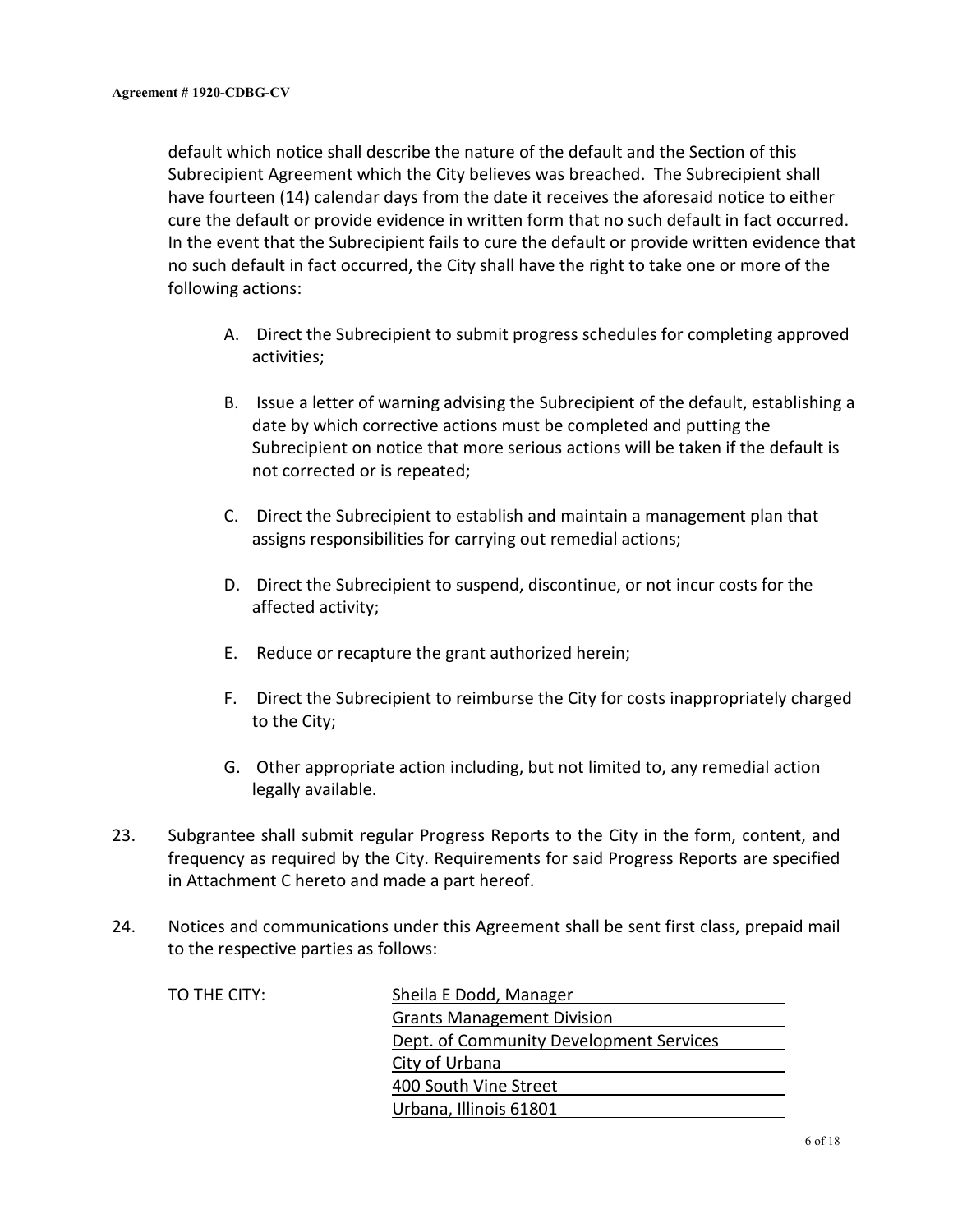default which notice shall describe the nature of the default and the Section of this Subrecipient Agreement which the City believes was breached. The Subrecipient shall have fourteen (14) calendar days from the date it receives the aforesaid notice to either cure the default or provide evidence in written form that no such default in fact occurred. In the event that the Subrecipient fails to cure the default or provide written evidence that no such default in fact occurred, the City shall have the right to take one or more of the following actions:

A. Direct the Subrecipient to submit progress schedules for completing approved activities;

B. Issue a letter of warning advising the Subrecipient of the default, establishing a date by which corrective actions must be completed and putting the Subrecipient on notice that more serious actions will be taken if the default is not corrected or is repeated;

C. Direct the Subrecipient to establish and maintain a management plan that assigns responsibilities for carrying out remedial actions;

D. Direct the Subrecipient to suspend, discontinue, or not incur costs for the affected activity;

E. Reduce or recapture the grant authorized herein;

F. Direct the Subrecipient to reimburse the City for costs inappropriately charged to the City;

G. Other appropriate action including, but not limited to, any remedial action legally available.

23. Subgrantee shall submit regular Progress Reports to the City in the form, content, and frequency as required by the City. Requirements for said Progress Reports are specified in Attachment C hereto and made a part hereof.

24. Notices and communications under this Agreement shall be sent first class, prepaid mail to the respective parties as follows:

TO THE CITY:

Sheila E Dodd, Manager
Grants Management Division
Dept. of Community Development Services
City of Urbana
400 South Vine Street
Urbana, Illinois 61801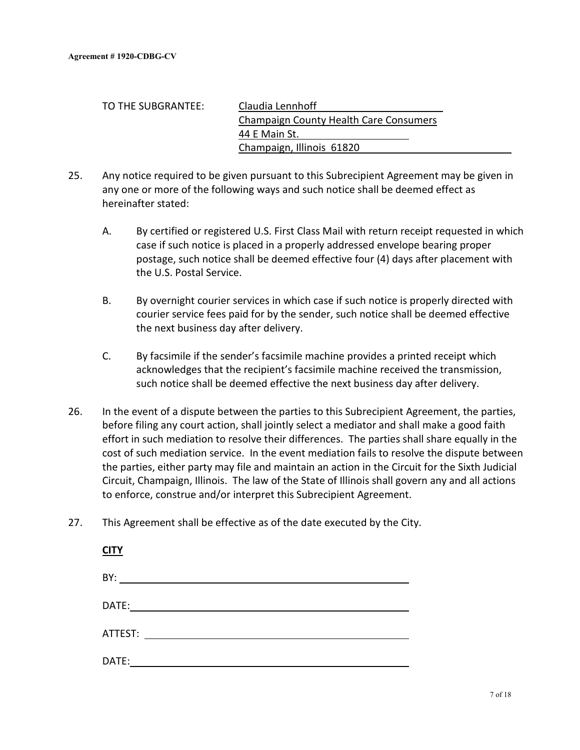**Agreement # 1920-CDBG-CV**

TO THE SUBGRANTEE: Claudia Lennhoff
Champaign County Health Care Consumers
44 E Main St.
Champaign, Illinois 61820

25. Any notice required to be given pursuant to this Subrecipient Agreement may be given in any one or more of the following ways and such notice shall be deemed effect as hereinafter stated:

    A. By certified or registered U.S. First Class Mail with return receipt requested in which case if such notice is placed in a properly addressed envelope bearing proper postage, such notice shall be deemed effective four (4) days after placement with the U.S. Postal Service.

    B. By overnight courier services in which case if such notice is properly directed with courier service fees paid for by the sender, such notice shall be deemed effective the next business day after delivery.

    C. By facsimile if the sender's facsimile machine provides a printed receipt which acknowledges that the recipient's facsimile machine received the transmission, such notice shall be deemed effective the next business day after delivery.

26. In the event of a dispute between the parties to this Subrecipient Agreement, the parties, before filing any court action, shall jointly select a mediator and shall make a good faith effort in such mediation to resolve their differences. The parties shall share equally in the cost of such mediation service. In the event mediation fails to resolve the dispute between the parties, either party may file and maintain an action in the Circuit for the Sixth Judicial Circuit, Champaign, Illinois. The law of the State of Illinois shall govern any and all actions to enforce, construe and/or interpret this Subrecipient Agreement.

27. This Agreement shall be effective as of the date executed by the City.

**CITY**

BY: ______________________________

DATE: ______________________________

ATTEST: ______________________________

DATE: ______________________________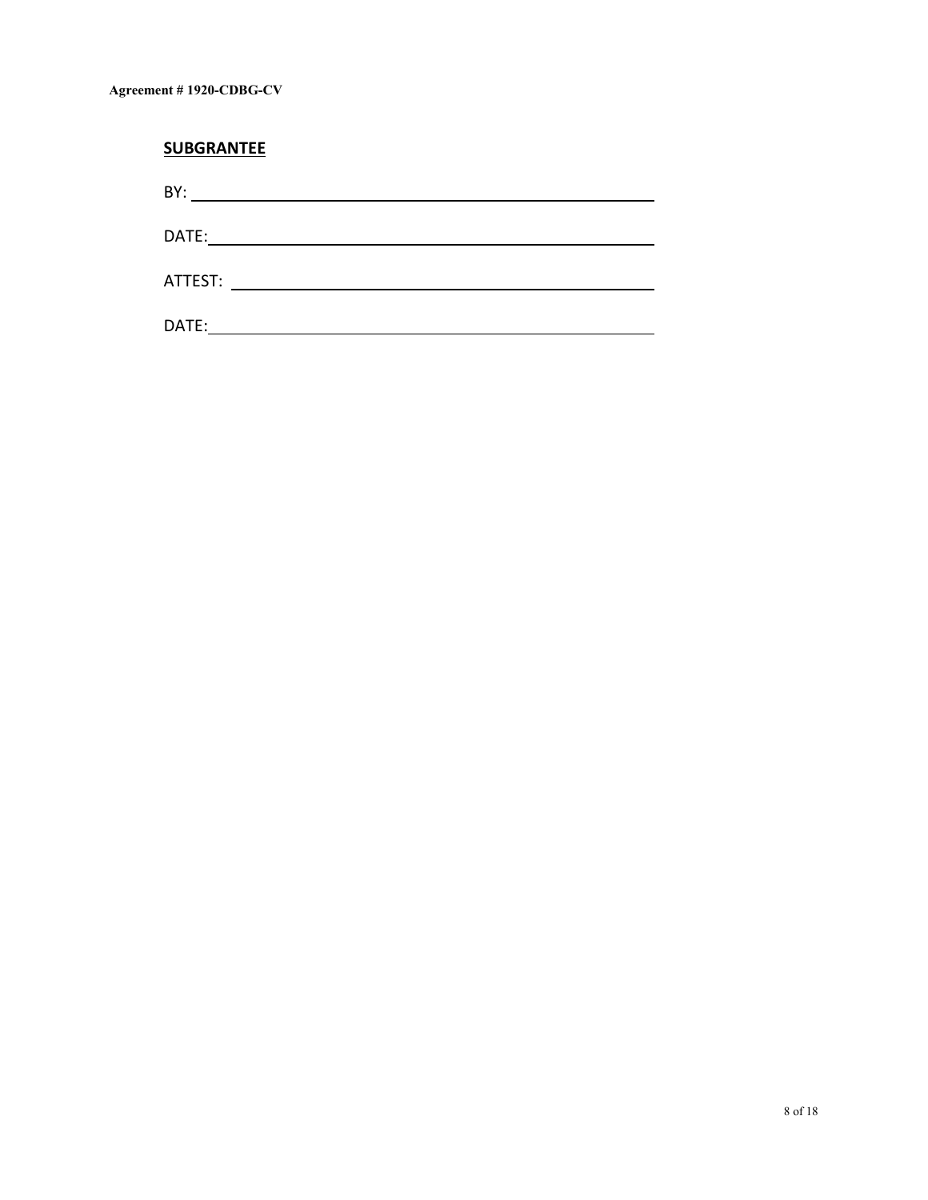**SUBGRANTEE**

BY: ______________________________________________

DATE: ______________________________________________

ATTEST: ______________________________________________

DATE: ______________________________________________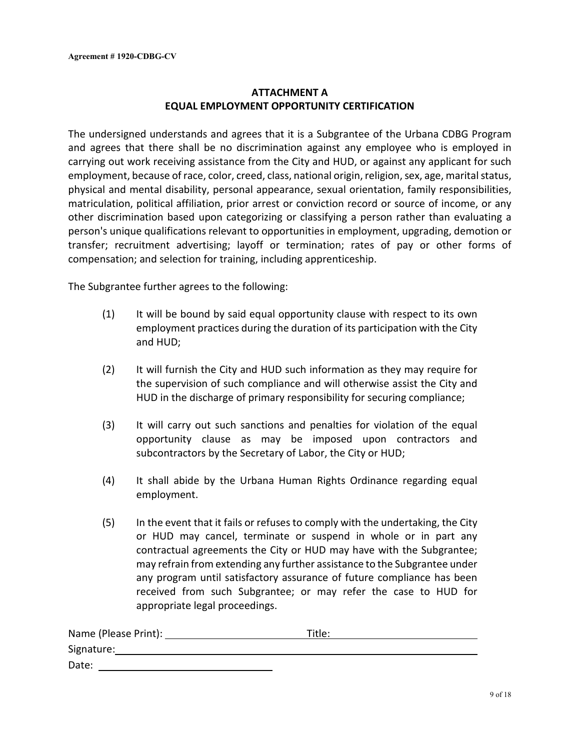**Agreement # 1920-CDBG-CV**

## ATTACHMENT A
## EQUAL EMPLOYMENT OPPORTUNITY CERTIFICATION

The undersigned understands and agrees that it is a Subgrantee of the Urbana CDBG Program and agrees that there shall be no discrimination against any employee who is employed in carrying out work receiving assistance from the City and HUD, or against any applicant for such employment, because of race, color, creed, class, national origin, religion, sex, age, marital status, physical and mental disability, personal appearance, sexual orientation, family responsibilities, matriculation, political affiliation, prior arrest or conviction record or source of income, or any other discrimination based upon categorizing or classifying a person rather than evaluating a person's unique qualifications relevant to opportunities in employment, upgrading, demotion or transfer; recruitment advertising; layoff or termination; rates of pay or other forms of compensation; and selection for training, including apprenticeship.

The Subgrantee further agrees to the following:

(1) It will be bound by said equal opportunity clause with respect to its own employment practices during the duration of its participation with the City and HUD;

(2) It will furnish the City and HUD such information as they may require for the supervision of such compliance and will otherwise assist the City and HUD in the discharge of primary responsibility for securing compliance;

(3) It will carry out such sanctions and penalties for violation of the equal opportunity clause as may be imposed upon contractors and subcontractors by the Secretary of Labor, the City or HUD;

(4) It shall abide by the Urbana Human Rights Ordinance regarding equal employment.

(5) In the event that it fails or refuses to comply with the undertaking, the City or HUD may cancel, terminate or suspend in whole or in part any contractual agreements the City or HUD may have with the Subgrantee; may refrain from extending any further assistance to the Subgrantee under any program until satisfactory assurance of future compliance has been received from such Subgrantee; or may refer the case to HUD for appropriate legal proceedings.

Name (Please Print): ______________________ Title: ______________________

Signature: ____________________________________________________________

Date: ____________________________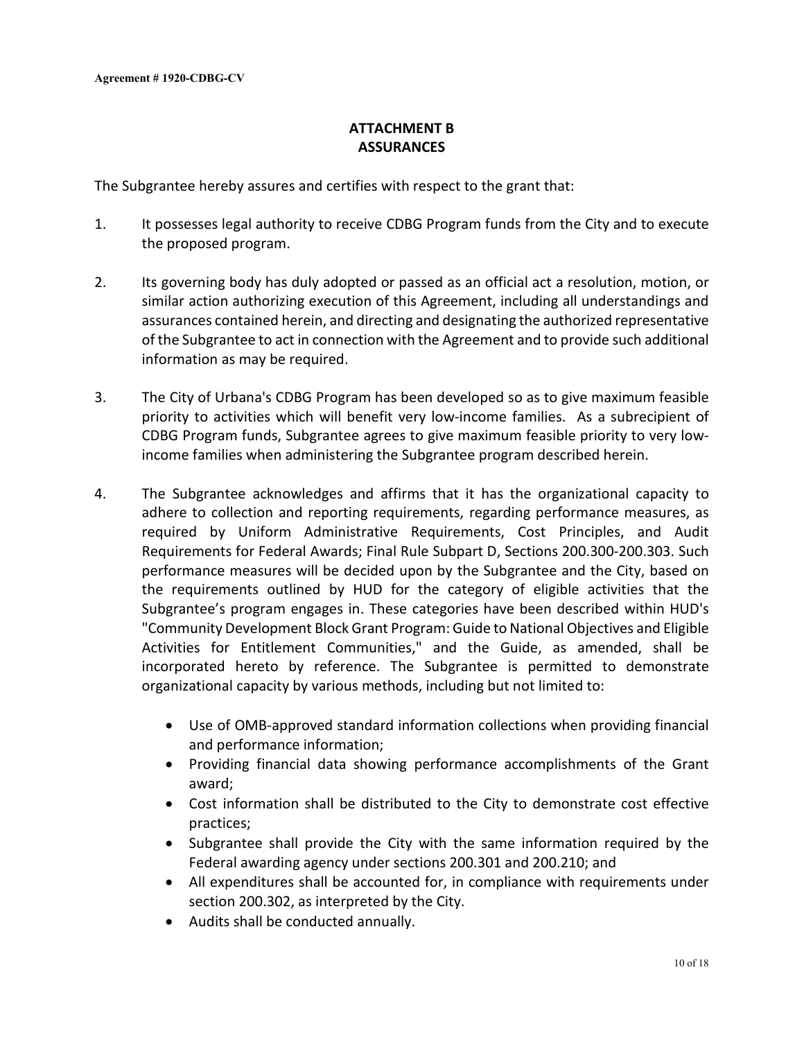Agreement # 1920-CDBG-CV

## ATTACHMENT B
## ASSURANCES

The Subgrantee hereby assures and certifies with respect to the grant that:

1. It possesses legal authority to receive CDBG Program funds from the City and to execute the proposed program.

2. Its governing body has duly adopted or passed as an official act a resolution, motion, or similar action authorizing execution of this Agreement, including all understandings and assurances contained herein, and directing and designating the authorized representative of the Subgrantee to act in connection with the Agreement and to provide such additional information as may be required.

3. The City of Urbana's CDBG Program has been developed so as to give maximum feasible priority to activities which will benefit very low-income families. As a subrecipient of CDBG Program funds, Subgrantee agrees to give maximum feasible priority to very low-income families when administering the Subgrantee program described herein.

4. The Subgrantee acknowledges and affirms that it has the organizational capacity to adhere to collection and reporting requirements, regarding performance measures, as required by Uniform Administrative Requirements, Cost Principles, and Audit Requirements for Federal Awards; Final Rule Subpart D, Sections 200.300-200.303. Such performance measures will be decided upon by the Subgrantee and the City, based on the requirements outlined by HUD for the category of eligible activities that the Subgrantee's program engages in. These categories have been described within HUD's "Community Development Block Grant Program: Guide to National Objectives and Eligible Activities for Entitlement Communities," and the Guide, as amended, shall be incorporated hereto by reference. The Subgrantee is permitted to demonstrate organizational capacity by various methods, including but not limited to:

   - Use of OMB-approved standard information collections when providing financial and performance information;
   - Providing financial data showing performance accomplishments of the Grant award;
   - Cost information shall be distributed to the City to demonstrate cost effective practices;
   - Subgrantee shall provide the City with the same information required by the Federal awarding agency under sections 200.301 and 200.210; and
   - All expenditures shall be accounted for, in compliance with requirements under section 200.302, as interpreted by the City.
   - Audits shall be conducted annually.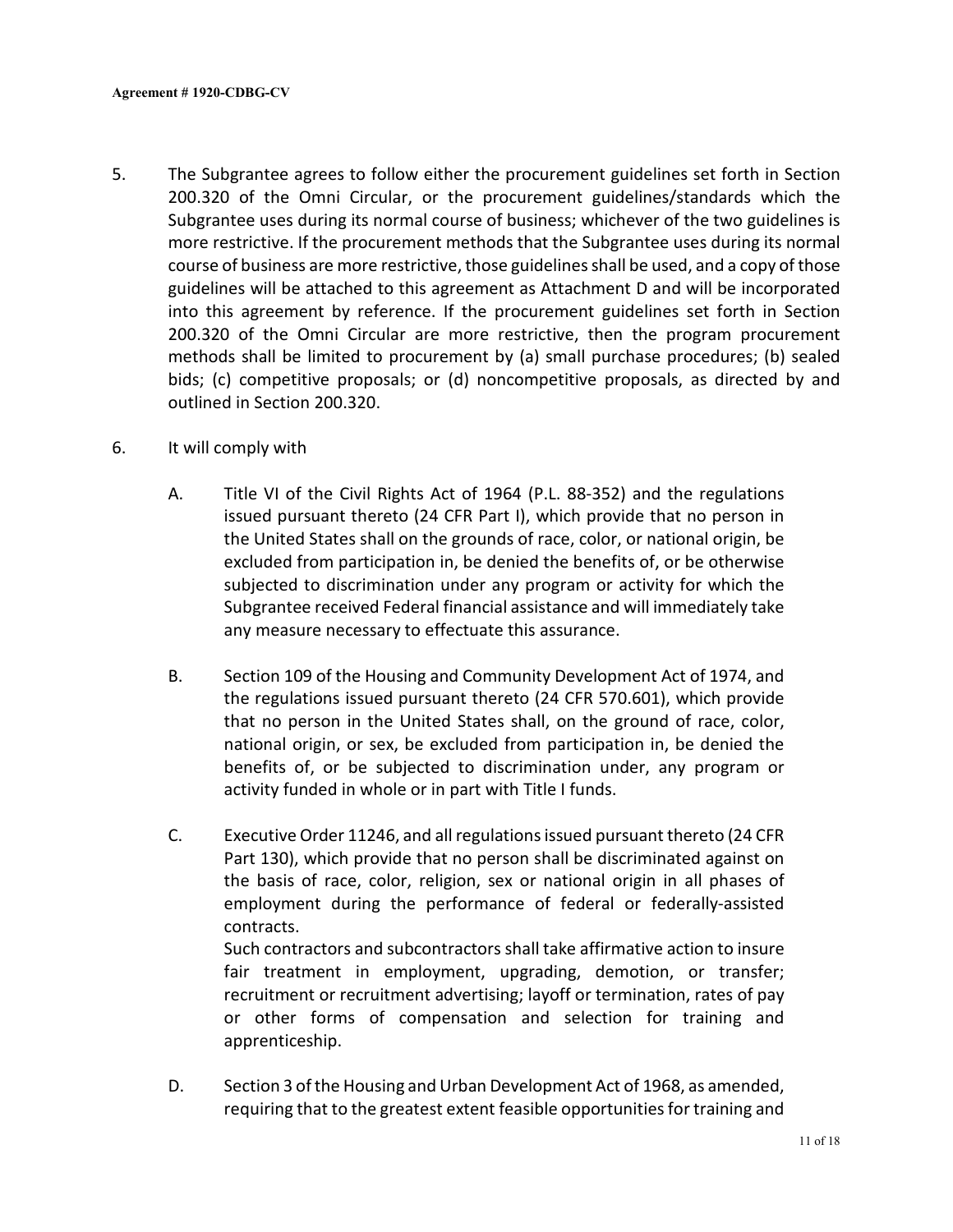5. The Subgrantee agrees to follow either the procurement guidelines set forth in Section 200.320 of the Omni Circular, or the procurement guidelines/standards which the Subgrantee uses during its normal course of business; whichever of the two guidelines is more restrictive. If the procurement methods that the Subgrantee uses during its normal course of business are more restrictive, those guidelines shall be used, and a copy of those guidelines will be attached to this agreement as Attachment D and will be incorporated into this agreement by reference. If the procurement guidelines set forth in Section 200.320 of the Omni Circular are more restrictive, then the program procurement methods shall be limited to procurement by (a) small purchase procedures; (b) sealed bids; (c) competitive proposals; or (d) noncompetitive proposals, as directed by and outlined in Section 200.320.

6. It will comply with

   A. Title VI of the Civil Rights Act of 1964 (P.L. 88-352) and the regulations issued pursuant thereto (24 CFR Part I), which provide that no person in the United States shall on the grounds of race, color, or national origin, be excluded from participation in, be denied the benefits of, or be otherwise subjected to discrimination under any program or activity for which the Subgrantee received Federal financial assistance and will immediately take any measure necessary to effectuate this assurance.

   B. Section 109 of the Housing and Community Development Act of 1974, and the regulations issued pursuant thereto (24 CFR 570.601), which provide that no person in the United States shall, on the ground of race, color, national origin, or sex, be excluded from participation in, be denied the benefits of, or be subjected to discrimination under, any program or activity funded in whole or in part with Title I funds.

   C. Executive Order 11246, and all regulations issued pursuant thereto (24 CFR Part 130), which provide that no person shall be discriminated against on the basis of race, color, religion, sex or national origin in all phases of employment during the performance of federal or federally-assisted contracts.
   Such contractors and subcontractors shall take affirmative action to insure fair treatment in employment, upgrading, demotion, or transfer; recruitment or recruitment advertising; layoff or termination, rates of pay or other forms of compensation and selection for training and apprenticeship.

   D. Section 3 of the Housing and Urban Development Act of 1968, as amended, requiring that to the greatest extent feasible opportunities for training and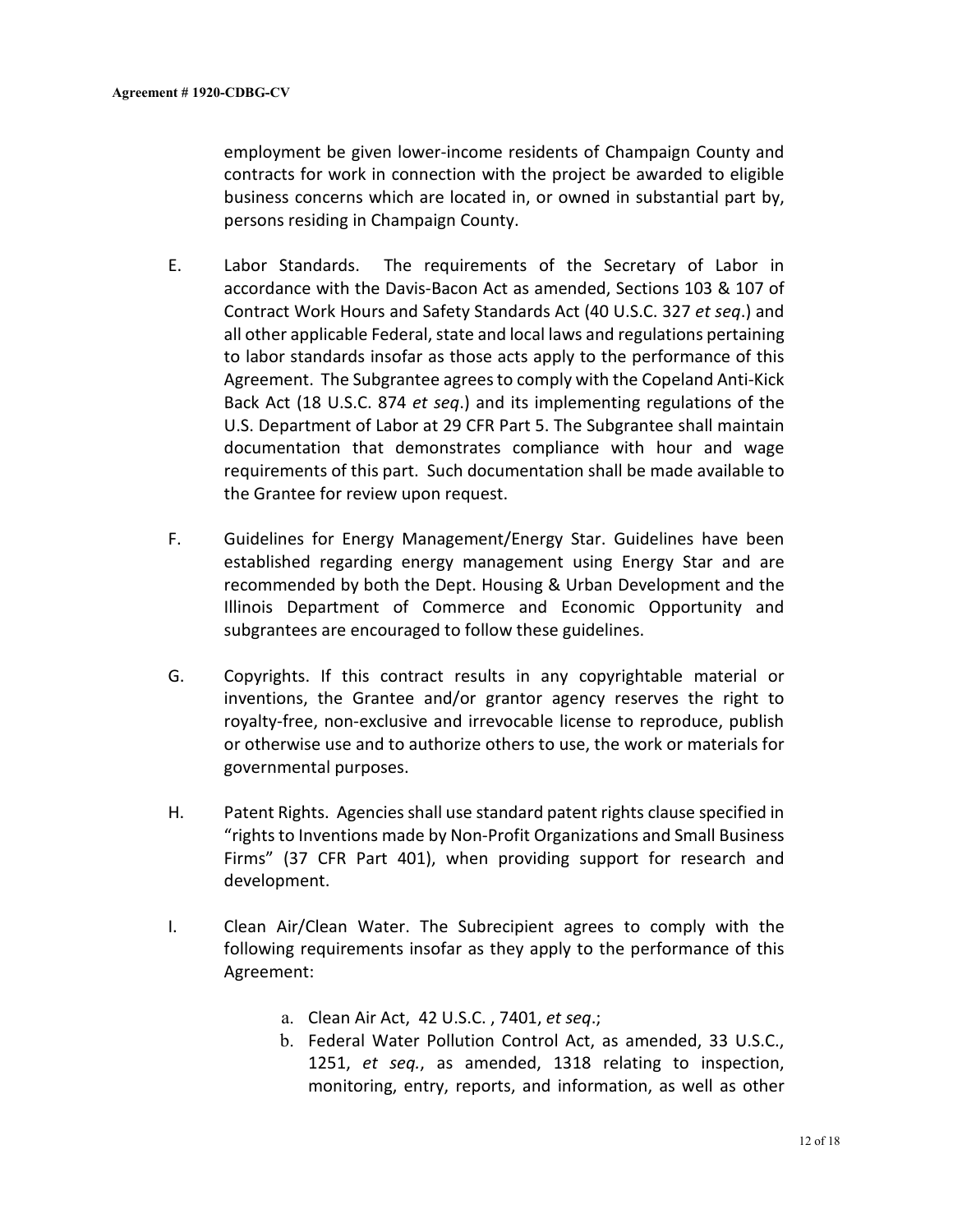employment be given lower-income residents of Champaign County and contracts for work in connection with the project be awarded to eligible business concerns which are located in, or owned in substantial part by, persons residing in Champaign County.

E. Labor Standards. The requirements of the Secretary of Labor in accordance with the Davis-Bacon Act as amended, Sections 103 & 107 of Contract Work Hours and Safety Standards Act (40 U.S.C. 327 *et seq*.) and all other applicable Federal, state and local laws and regulations pertaining to labor standards insofar as those acts apply to the performance of this Agreement. The Subgrantee agrees to comply with the Copeland Anti-Kick Back Act (18 U.S.C. 874 *et seq*.) and its implementing regulations of the U.S. Department of Labor at 29 CFR Part 5. The Subgrantee shall maintain documentation that demonstrates compliance with hour and wage requirements of this part. Such documentation shall be made available to the Grantee for review upon request.

F. Guidelines for Energy Management/Energy Star. Guidelines have been established regarding energy management using Energy Star and are recommended by both the Dept. Housing & Urban Development and the Illinois Department of Commerce and Economic Opportunity and subgrantees are encouraged to follow these guidelines.

G. Copyrights. If this contract results in any copyrightable material or inventions, the Grantee and/or grantor agency reserves the right to royalty-free, non-exclusive and irrevocable license to reproduce, publish or otherwise use and to authorize others to use, the work or materials for governmental purposes.

H. Patent Rights. Agencies shall use standard patent rights clause specified in "rights to Inventions made by Non-Profit Organizations and Small Business Firms" (37 CFR Part 401), when providing support for research and development.

I. Clean Air/Clean Water. The Subrecipient agrees to comply with the following requirements insofar as they apply to the performance of this Agreement:

   a. Clean Air Act, 42 U.S.C. , 7401, *et seq*.;
   b. Federal Water Pollution Control Act, as amended, 33 U.S.C., 1251, *et seq.*, as amended, 1318 relating to inspection, monitoring, entry, reports, and information, as well as other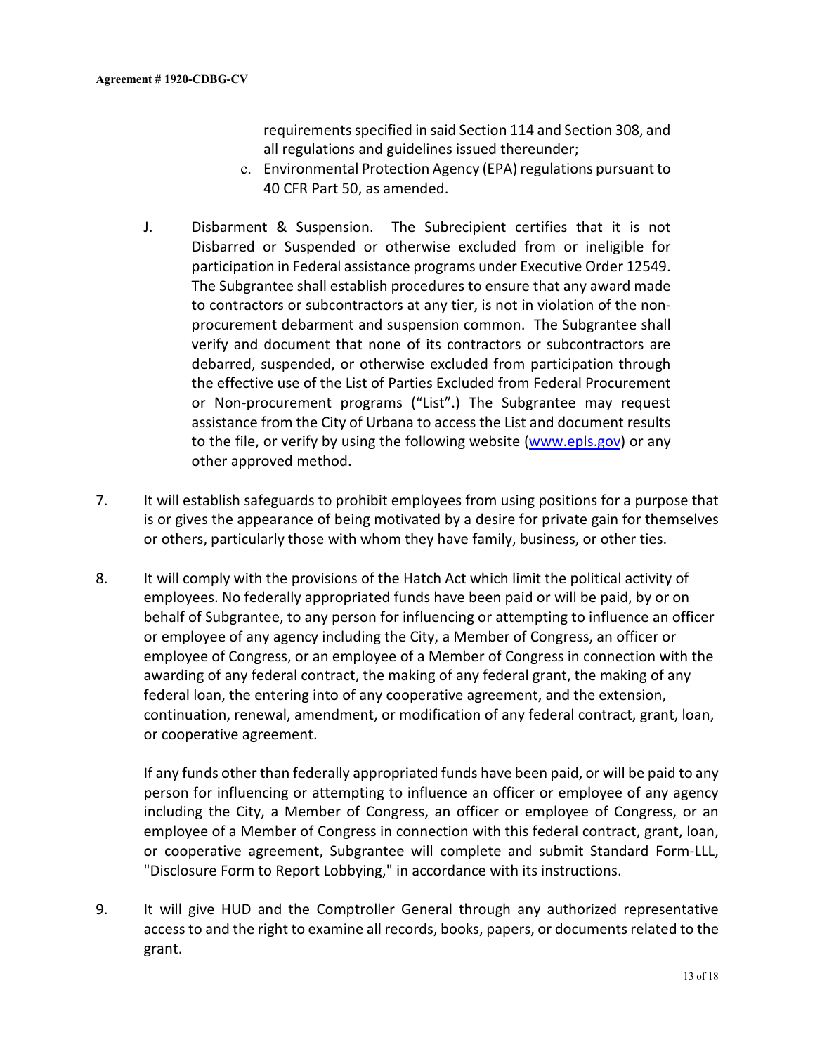requirements specified in said Section 114 and Section 308, and all regulations and guidelines issued thereunder;

c. Environmental Protection Agency (EPA) regulations pursuant to 40 CFR Part 50, as amended.

J. Disbarment & Suspension. The Subrecipient certifies that it is not Disbarred or Suspended or otherwise excluded from or ineligible for participation in Federal assistance programs under Executive Order 12549. The Subgrantee shall establish procedures to ensure that any award made to contractors or subcontractors at any tier, is not in violation of the non-procurement debarment and suspension common. The Subgrantee shall verify and document that none of its contractors or subcontractors are debarred, suspended, or otherwise excluded from participation through the effective use of the List of Parties Excluded from Federal Procurement or Non-procurement programs ("List".) The Subgrantee may request assistance from the City of Urbana to access the List and document results to the file, or verify by using the following website (www.epls.gov) or any other approved method.

7. It will establish safeguards to prohibit employees from using positions for a purpose that is or gives the appearance of being motivated by a desire for private gain for themselves or others, particularly those with whom they have family, business, or other ties.

8. It will comply with the provisions of the Hatch Act which limit the political activity of employees. No federally appropriated funds have been paid or will be paid, by or on behalf of Subgrantee, to any person for influencing or attempting to influence an officer or employee of any agency including the City, a Member of Congress, an officer or employee of Congress, or an employee of a Member of Congress in connection with the awarding of any federal contract, the making of any federal grant, the making of any federal loan, the entering into of any cooperative agreement, and the extension, continuation, renewal, amendment, or modification of any federal contract, grant, loan, or cooperative agreement.

   If any funds other than federally appropriated funds have been paid, or will be paid to any person for influencing or attempting to influence an officer or employee of any agency including the City, a Member of Congress, an officer or employee of Congress, or an employee of a Member of Congress in connection with this federal contract, grant, loan, or cooperative agreement, Subgrantee will complete and submit Standard Form-LLL, "Disclosure Form to Report Lobbying," in accordance with its instructions.

9. It will give HUD and the Comptroller General through any authorized representative access to and the right to examine all records, books, papers, or documents related to the grant.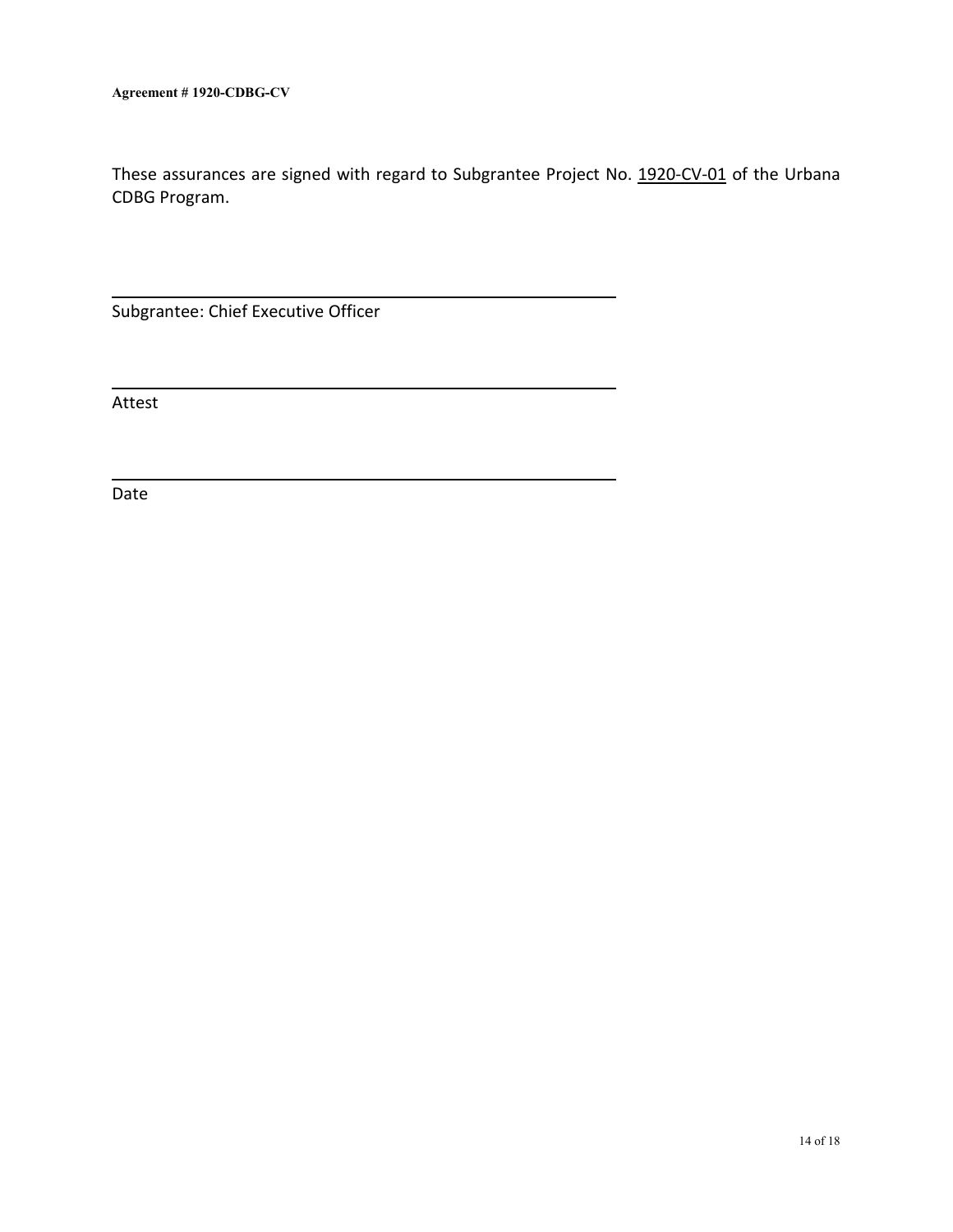**Agreement # 1920-CDBG-CV**

These assurances are signed with regard to Subgrantee Project No. 1920-CV-01 of the Urbana CDBG Program.

\_\_\_\_\_\_\_\_\_\_\_\_\_\_\_\_\_\_\_\_\_\_\_\_\_\_\_\_\_\_\_\_\_\_\_\_\_\_\_\_

Subgrantee: Chief Executive Officer

\_\_\_\_\_\_\_\_\_\_\_\_\_\_\_\_\_\_\_\_\_\_\_\_\_\_\_\_\_\_\_\_\_\_\_\_\_\_\_\_

Attest

\_\_\_\_\_\_\_\_\_\_\_\_\_\_\_\_\_\_\_\_\_\_\_\_\_\_\_\_\_\_\_\_\_\_\_\_\_\_\_\_

Date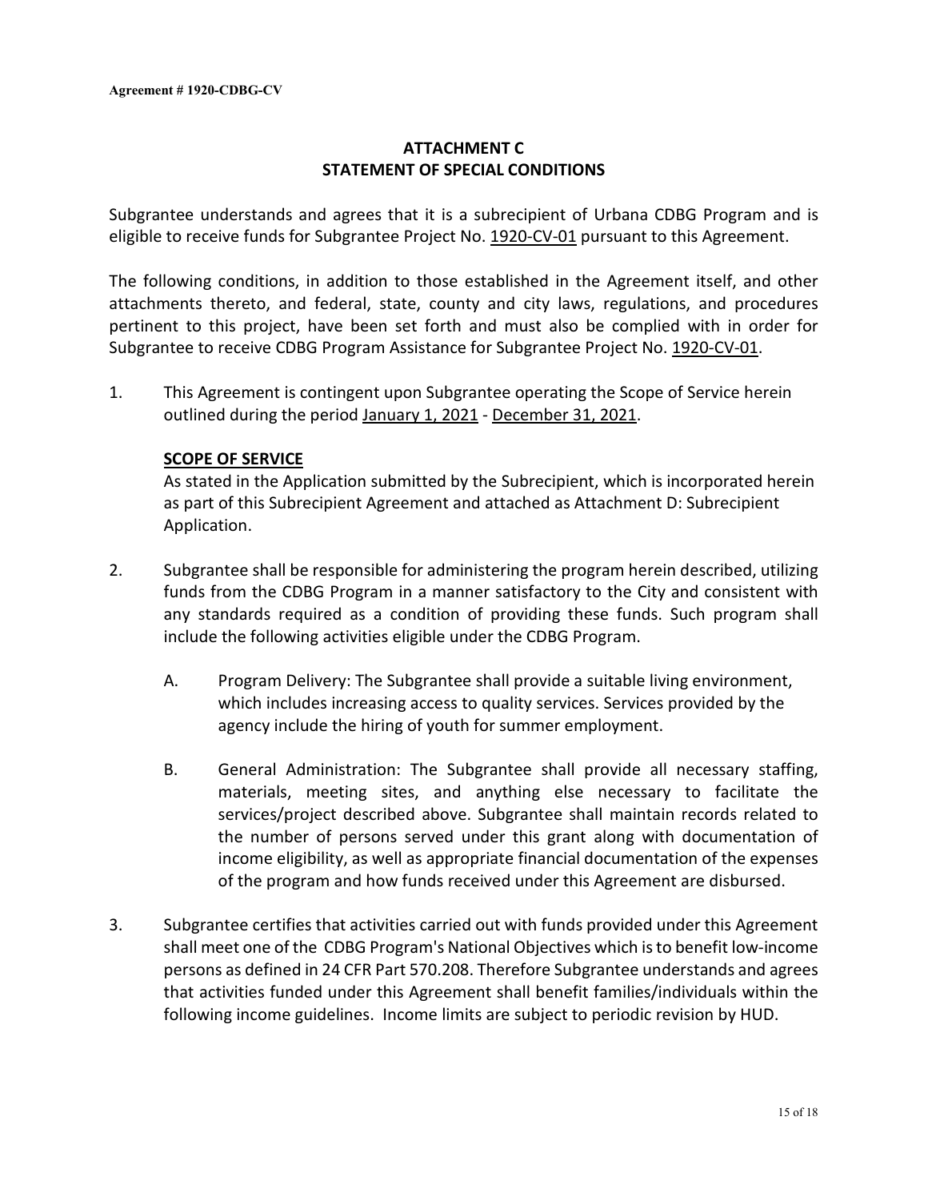Agreement # 1920-CDBG-CV

## ATTACHMENT C
## STATEMENT OF SPECIAL CONDITIONS

Subgrantee understands and agrees that it is a subrecipient of Urbana CDBG Program and is eligible to receive funds for Subgrantee Project No. 1920-CV-01 pursuant to this Agreement.

The following conditions, in addition to those established in the Agreement itself, and other attachments thereto, and federal, state, county and city laws, regulations, and procedures pertinent to this project, have been set forth and must also be complied with in order for Subgrantee to receive CDBG Program Assistance for Subgrantee Project No. 1920-CV-01.

1. This Agreement is contingent upon Subgrantee operating the Scope of Service herein outlined during the period January 1, 2021 - December 31, 2021.

   **SCOPE OF SERVICE**
   As stated in the Application submitted by the Subrecipient, which is incorporated herein as part of this Subrecipient Agreement and attached as Attachment D: Subrecipient Application.

2. Subgrantee shall be responsible for administering the program herein described, utilizing funds from the CDBG Program in a manner satisfactory to the City and consistent with any standards required as a condition of providing these funds. Such program shall include the following activities eligible under the CDBG Program.

   A. Program Delivery: The Subgrantee shall provide a suitable living environment, which includes increasing access to quality services. Services provided by the agency include the hiring of youth for summer employment.

   B. General Administration: The Subgrantee shall provide all necessary staffing, materials, meeting sites, and anything else necessary to facilitate the services/project described above. Subgrantee shall maintain records related to the number of persons served under this grant along with documentation of income eligibility, as well as appropriate financial documentation of the expenses of the program and how funds received under this Agreement are disbursed.

3. Subgrantee certifies that activities carried out with funds provided under this Agreement shall meet one of the CDBG Program's National Objectives which is to benefit low-income persons as defined in 24 CFR Part 570.208. Therefore Subgrantee understands and agrees that activities funded under this Agreement shall benefit families/individuals within the following income guidelines. Income limits are subject to periodic revision by HUD.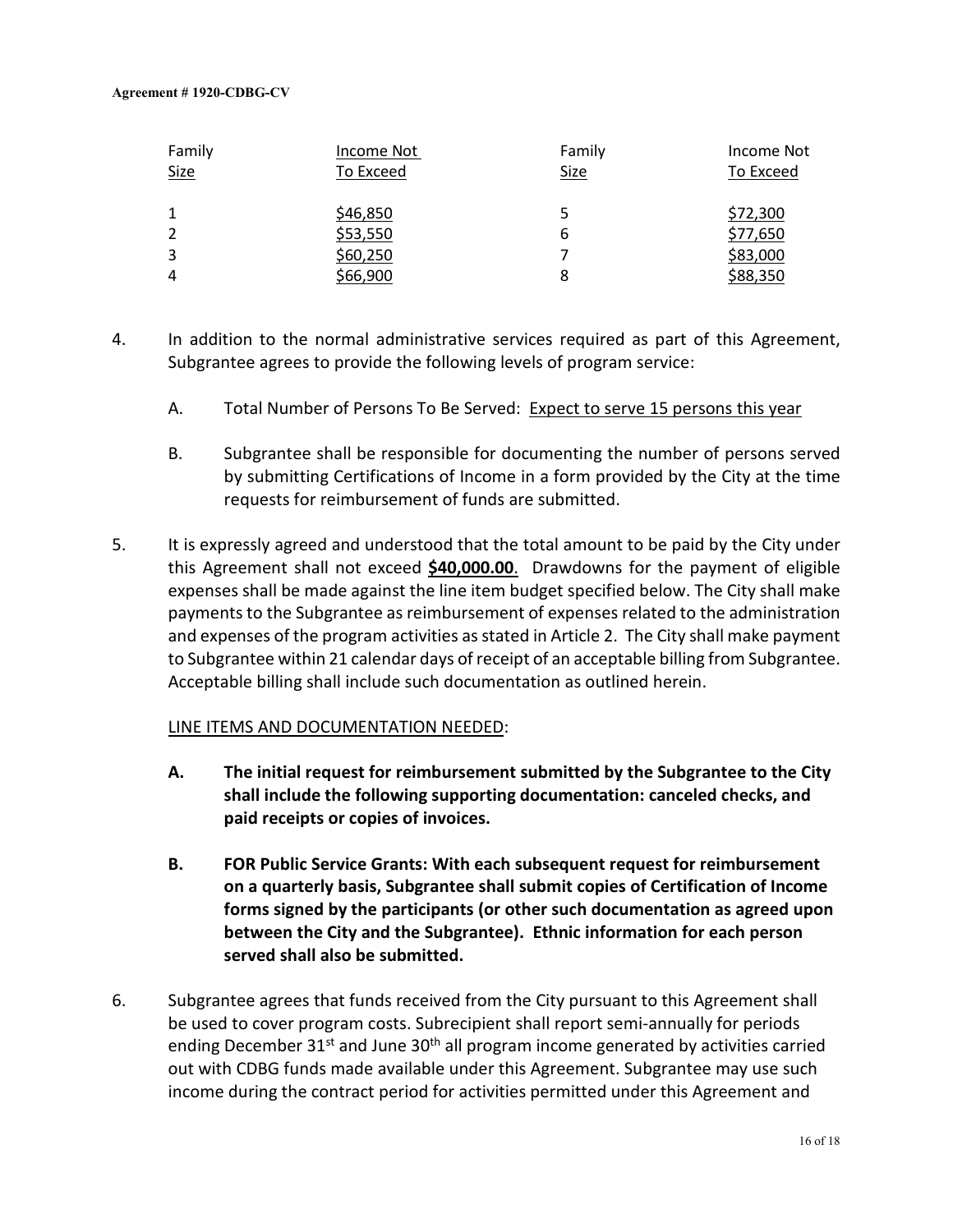| Family Size | Income Not To Exceed | Family Size | Income Not To Exceed |
|---|---|---|---|
| 1 | $46,850 | 5 | $72,300 |
| 2 | $53,550 | 6 | $77,650 |
| 3 | $60,250 | 7 | $83,000 |
| 4 | $66,900 | 8 | $88,350 |

4. In addition to the normal administrative services required as part of this Agreement, Subgrantee agrees to provide the following levels of program service:

   A. Total Number of Persons To Be Served: Expect to serve 15 persons this year

   B. Subgrantee shall be responsible for documenting the number of persons served by submitting Certifications of Income in a form provided by the City at the time requests for reimbursement of funds are submitted.

5. It is expressly agreed and understood that the total amount to be paid by the City under this Agreement shall not exceed **$40,000.00**. Drawdowns for the payment of eligible expenses shall be made against the line item budget specified below. The City shall make payments to the Subgrantee as reimbursement of expenses related to the administration and expenses of the program activities as stated in Article 2. The City shall make payment to Subgrantee within 21 calendar days of receipt of an acceptable billing from Subgrantee. Acceptable billing shall include such documentation as outlined herein.

   LINE ITEMS AND DOCUMENTATION NEEDED:

   **A. The initial request for reimbursement submitted by the Subgrantee to the City shall include the following supporting documentation: canceled checks, and paid receipts or copies of invoices.**

   **B. FOR Public Service Grants: With each subsequent request for reimbursement on a quarterly basis, Subgrantee shall submit copies of Certification of Income forms signed by the participants (or other such documentation as agreed upon between the City and the Subgrantee). Ethnic information for each person served shall also be submitted.**

6. Subgrantee agrees that funds received from the City pursuant to this Agreement shall be used to cover program costs. Subrecipient shall report semi-annually for periods ending December 31st and June 30th all program income generated by activities carried out with CDBG funds made available under this Agreement. Subgrantee may use such income during the contract period for activities permitted under this Agreement and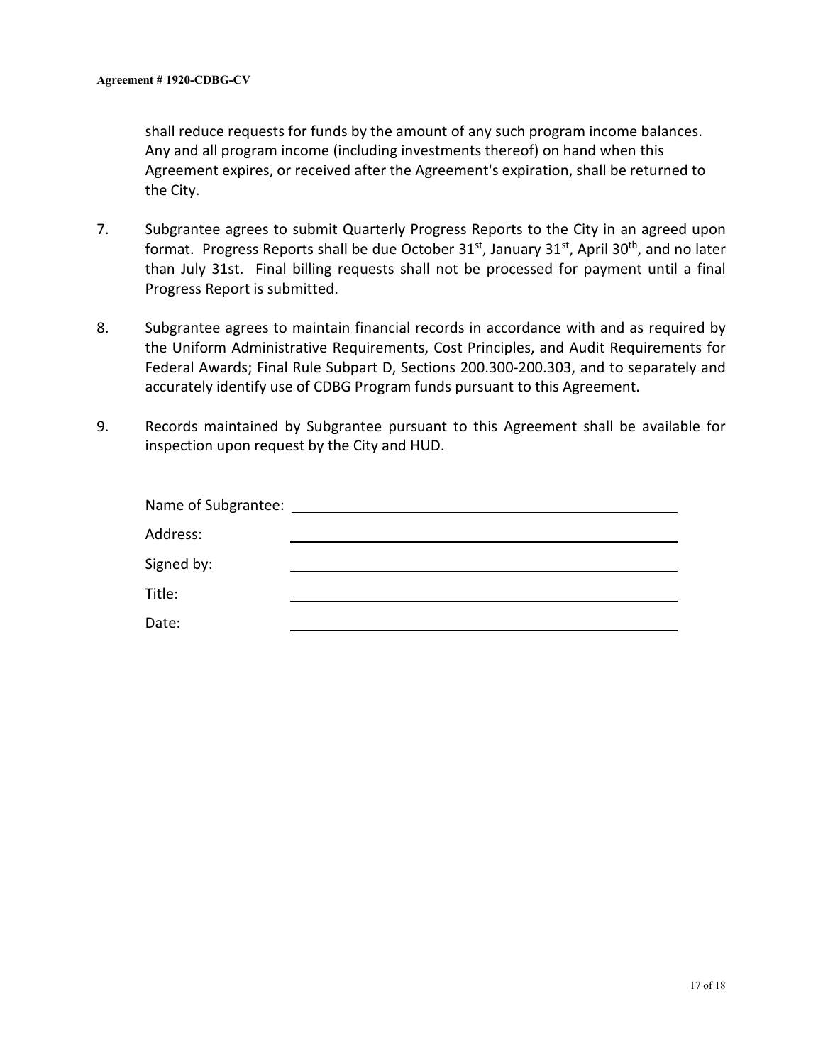shall reduce requests for funds by the amount of any such program income balances. Any and all program income (including investments thereof) on hand when this Agreement expires, or received after the Agreement's expiration, shall be returned to the City.

7. Subgrantee agrees to submit Quarterly Progress Reports to the City in an agreed upon format. Progress Reports shall be due October 31st, January 31st, April 30th, and no later than July 31st. Final billing requests shall not be processed for payment until a final Progress Report is submitted.

8. Subgrantee agrees to maintain financial records in accordance with and as required by the Uniform Administrative Requirements, Cost Principles, and Audit Requirements for Federal Awards; Final Rule Subpart D, Sections 200.300-200.303, and to separately and accurately identify use of CDBG Program funds pursuant to this Agreement.

9. Records maintained by Subgrantee pursuant to this Agreement shall be available for inspection upon request by the City and HUD.

Name of Subgrantee: ______________________________

Address: ______________________________

Signed by: ______________________________

Title: ______________________________

Date: ______________________________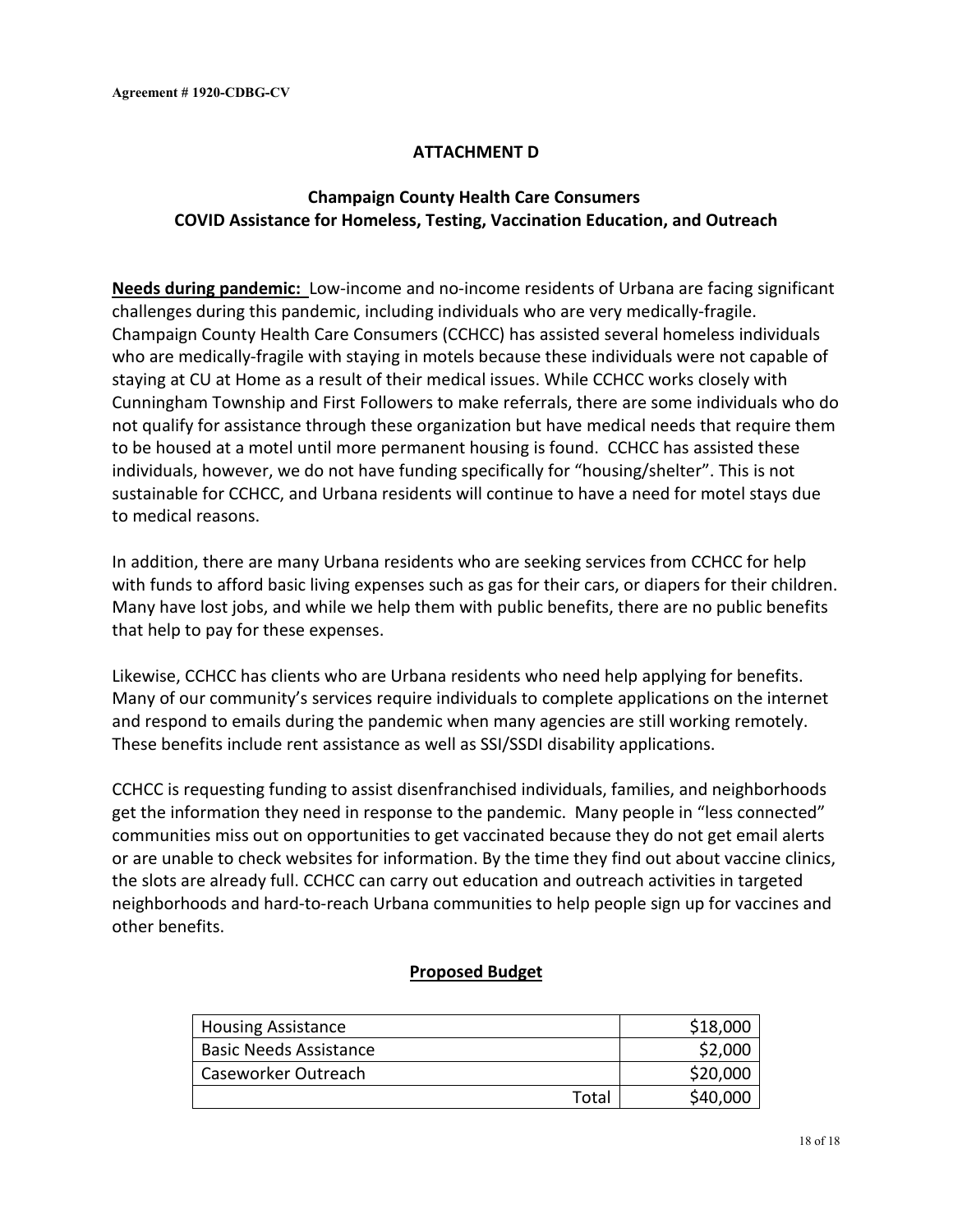**Agreement # 1920-CDBG-CV**

## ATTACHMENT D

## Champaign County Health Care Consumers
## COVID Assistance for Homeless, Testing, Vaccination Education, and Outreach

**Needs during pandemic:** Low-income and no-income residents of Urbana are facing significant challenges during this pandemic, including individuals who are very medically-fragile. Champaign County Health Care Consumers (CCHCC) has assisted several homeless individuals who are medically-fragile with staying in motels because these individuals were not capable of staying at CU at Home as a result of their medical issues. While CCHCC works closely with Cunningham Township and First Followers to make referrals, there are some individuals who do not qualify for assistance through these organization but have medical needs that require them to be housed at a motel until more permanent housing is found. CCHCC has assisted these individuals, however, we do not have funding specifically for "housing/shelter". This is not sustainable for CCHCC, and Urbana residents will continue to have a need for motel stays due to medical reasons.

In addition, there are many Urbana residents who are seeking services from CCHCC for help with funds to afford basic living expenses such as gas for their cars, or diapers for their children. Many have lost jobs, and while we help them with public benefits, there are no public benefits that help to pay for these expenses.

Likewise, CCHCC has clients who are Urbana residents who need help applying for benefits. Many of our community's services require individuals to complete applications on the internet and respond to emails during the pandemic when many agencies are still working remotely. These benefits include rent assistance as well as SSI/SSDI disability applications.

CCHCC is requesting funding to assist disenfranchised individuals, families, and neighborhoods get the information they need in response to the pandemic. Many people in "less connected" communities miss out on opportunities to get vaccinated because they do not get email alerts or are unable to check websites for information. By the time they find out about vaccine clinics, the slots are already full. CCHCC can carry out education and outreach activities in targeted neighborhoods and hard-to-reach Urbana communities to help people sign up for vaccines and other benefits.

### Proposed Budget

| | |
|---|---|
| Housing Assistance | $18,000 |
| Basic Needs Assistance | $2,000 |
| Caseworker Outreach | $20,000 |
| Total | $40,000 |